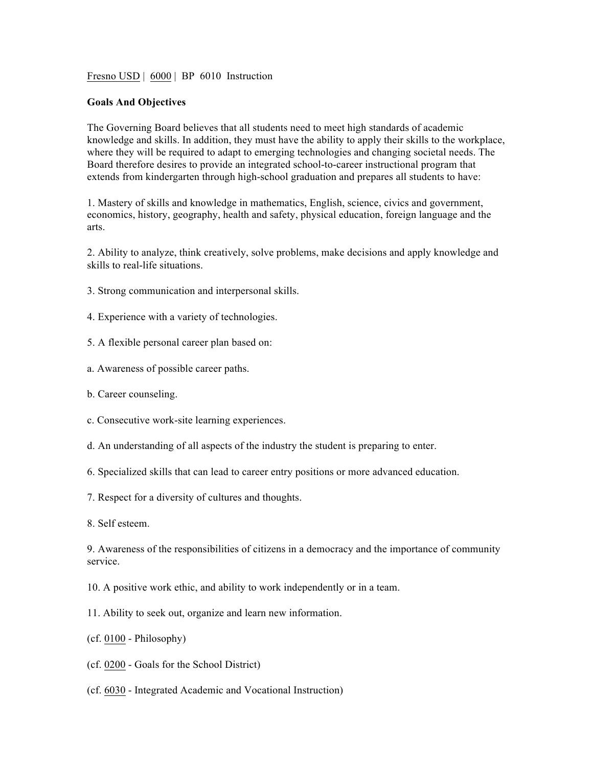Fresno USD | 6000 | BP 6010 Instruction

**Goals And Objectives**

The Governing Board believes that all students need to meet high standards of academic knowledge and skills. In addition, they must have the ability to apply their skills to the workplace, where they will be required to adapt to emerging technologies and changing societal needs. The Board therefore desires to provide an integrated school-to-career instructional program that extends from kindergarten through high-school graduation and prepares all students to have:

1. Mastery of skills and knowledge in mathematics, English, science, civics and government, economics, history, geography, health and safety, physical education, foreign language and the arts.

2. Ability to analyze, think creatively, solve problems, make decisions and apply knowledge and skills to real-life situations.

3. Strong communication and interpersonal skills.

4. Experience with a variety of technologies.

5. A flexible personal career plan based on:

a. Awareness of possible career paths.

b. Career counseling.

c. Consecutive work-site learning experiences.

d. An understanding of all aspects of the industry the student is preparing to enter.

6. Specialized skills that can lead to career entry positions or more advanced education.

7. Respect for a diversity of cultures and thoughts.

8. Self esteem.

9. Awareness of the responsibilities of citizens in a democracy and the importance of community service.

10. A positive work ethic, and ability to work independently or in a team.

11. Ability to seek out, organize and learn new information.

(cf. 0100 - Philosophy)

(cf. 0200 - Goals for the School District)

(cf. 6030 - Integrated Academic and Vocational Instruction)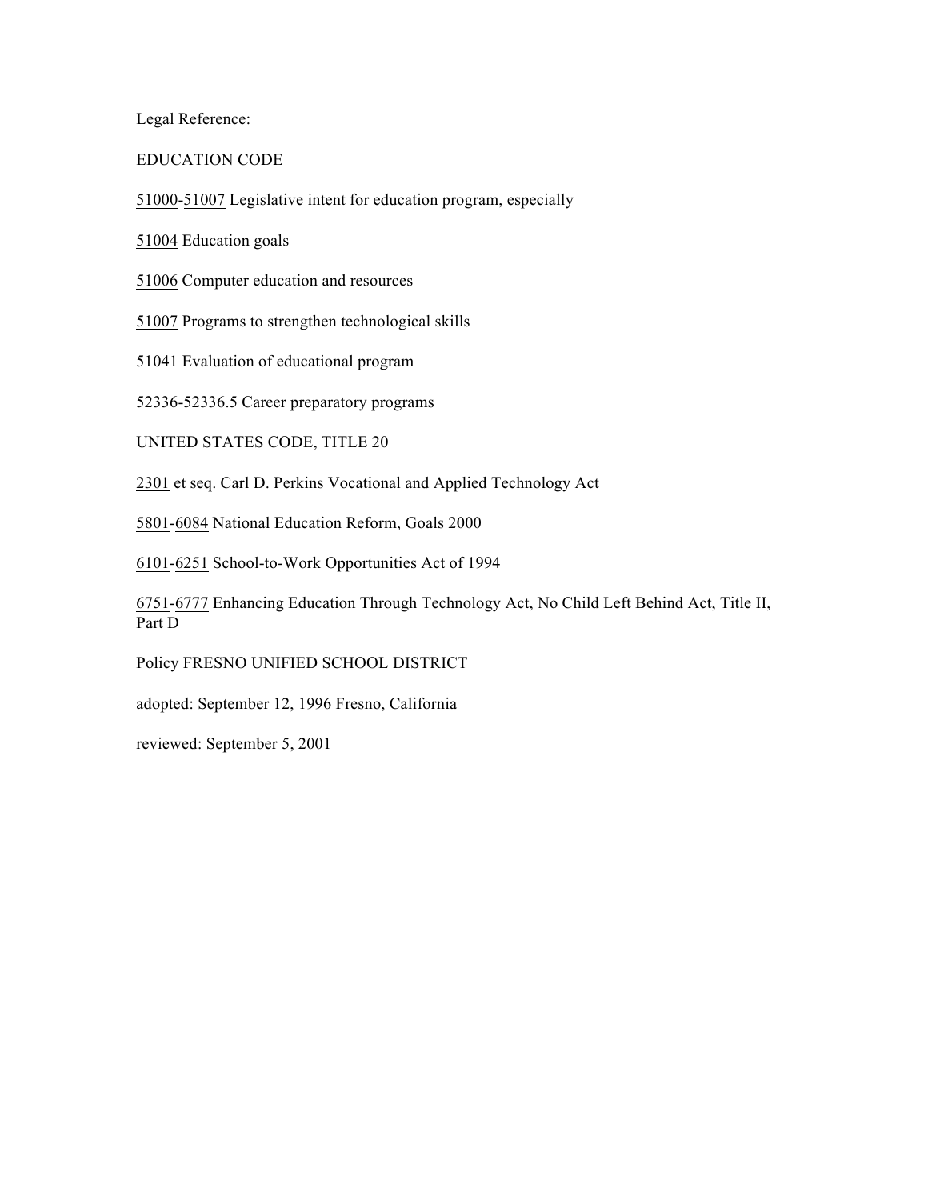Legal Reference:

EDUCATION CODE

51000-51007 Legislative intent for education program, especially

51004 Education goals

51006 Computer education and resources

51007 Programs to strengthen technological skills

51041 Evaluation of educational program

52336-52336.5 Career preparatory programs

UNITED STATES CODE, TITLE 20

2301 et seq. Carl D. Perkins Vocational and Applied Technology Act

5801-6084 National Education Reform, Goals 2000

6101-6251 School-to-Work Opportunities Act of 1994

6751-6777 Enhancing Education Through Technology Act, No Child Left Behind Act, Title II, Part D

Policy FRESNO UNIFIED SCHOOL DISTRICT

adopted: September 12, 1996 Fresno, California

reviewed: September 5, 2001